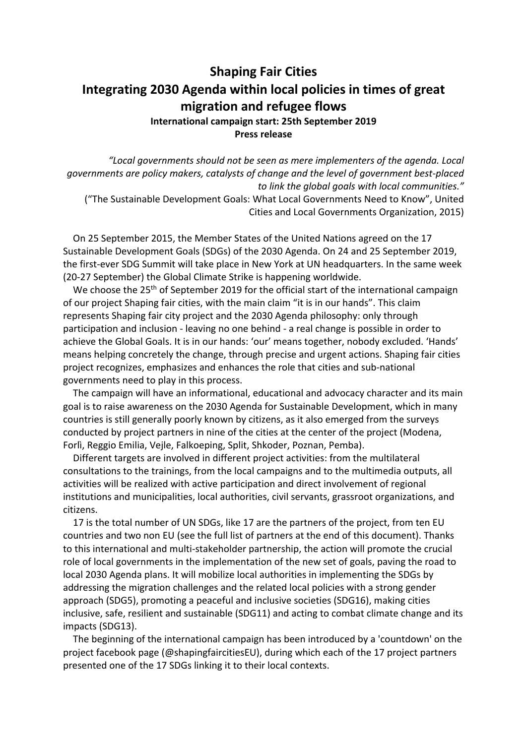# Shaping Fair Cities

## Integrating 2030 Agenda within local policies in times of great migration and refugee flows

**International campaign start: 25th September 2019**

**Press release**

*"Local governments should not be seen as mere implementers of the agenda. Local governments are policy makers, catalysts of change and the level of government best-placed to link the global goals with local communities."*
("The Sustainable Development Goals: What Local Governments Need to Know", United Cities and Local Governments Organization, 2015)

On 25 September 2015, the Member States of the United Nations agreed on the 17 Sustainable Development Goals (SDGs) of the 2030 Agenda. On 24 and 25 September 2019, the first-ever SDG Summit will take place in New York at UN headquarters. In the same week (20-27 September) the Global Climate Strike is happening worldwide.

We choose the 25th of September 2019 for the official start of the international campaign of our project Shaping fair cities, with the main claim "it is in our hands". This claim represents Shaping fair city project and the 2030 Agenda philosophy: only through participation and inclusion - leaving no one behind - a real change is possible in order to achieve the Global Goals. It is in our hands: 'our' means together, nobody excluded. 'Hands' means helping concretely the change, through precise and urgent actions. Shaping fair cities project recognizes, emphasizes and enhances the role that cities and sub-national governments need to play in this process.

The campaign will have an informational, educational and advocacy character and its main goal is to raise awareness on the 2030 Agenda for Sustainable Development, which in many countries is still generally poorly known by citizens, as it also emerged from the surveys conducted by project partners in nine of the cities at the center of the project (Modena, Forlì, Reggio Emilia, Vejle, Falkoeping, Split, Shkoder, Poznan, Pemba).

Different targets are involved in different project activities: from the multilateral consultations to the trainings, from the local campaigns and to the multimedia outputs, all activities will be realized with active participation and direct involvement of regional institutions and municipalities, local authorities, civil servants, grassroot organizations, and citizens.

17 is the total number of UN SDGs, like 17 are the partners of the project, from ten EU countries and two non EU (see the full list of partners at the end of this document). Thanks to this international and multi-stakeholder partnership, the action will promote the crucial role of local governments in the implementation of the new set of goals, paving the road to local 2030 Agenda plans. It will mobilize local authorities in implementing the SDGs by addressing the migration challenges and the related local policies with a strong gender approach (SDG5), promoting a peaceful and inclusive societies (SDG16), making cities inclusive, safe, resilient and sustainable (SDG11) and acting to combat climate change and its impacts (SDG13).

The beginning of the international campaign has been introduced by a 'countdown' on the project facebook page (@shapingfaircitiesEU), during which each of the 17 project partners presented one of the 17 SDGs linking it to their local contexts.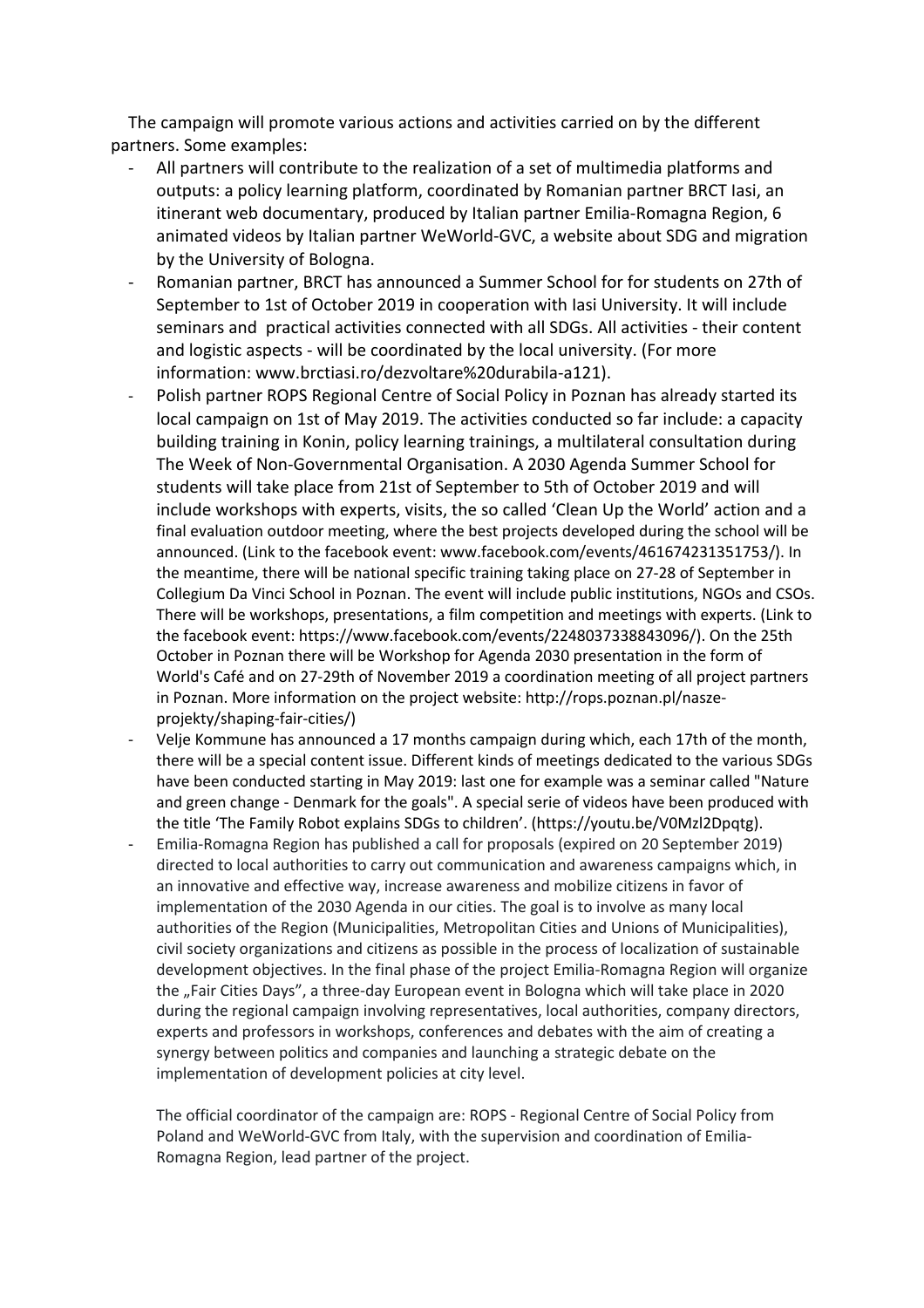The campaign will promote various actions and activities carried on by the different partners. Some examples:

- All partners will contribute to the realization of a set of multimedia platforms and outputs: a policy learning platform, coordinated by Romanian partner BRCT Iasi, an itinerant web documentary, produced by Italian partner Emilia-Romagna Region, 6 animated videos by Italian partner WeWorld-GVC, a website about SDG and migration by the University of Bologna.
- Romanian partner, BRCT has announced a Summer School for for students on 27th of September to 1st of October 2019 in cooperation with Iasi University. It will include seminars and practical activities connected with all SDGs. All activities - their content and logistic aspects - will be coordinated by the local university. (For more information: www.brctiasi.ro/dezvoltare%20durabila-a121).
- Polish partner ROPS Regional Centre of Social Policy in Poznan has already started its local campaign on 1st of May 2019. The activities conducted so far include: a capacity building training in Konin, policy learning trainings, a multilateral consultation during The Week of Non-Governmental Organisation. A 2030 Agenda Summer School for students will take place from 21st of September to 5th of October 2019 and will include workshops with experts, visits, the so called 'Clean Up the World' action and a final evaluation outdoor meeting, where the best projects developed during the school will be announced. (Link to the facebook event: www.facebook.com/events/461674231351753/). In the meantime, there will be national specific training taking place on 27-28 of September in Collegium Da Vinci School in Poznan. The event will include public institutions, NGOs and CSOs. There will be workshops, presentations, a film competition and meetings with experts. (Link to the facebook event: https://www.facebook.com/events/2248037338843096/). On the 25th October in Poznan there will be Workshop for Agenda 2030 presentation in the form of World's Café and on 27-29th of November 2019 a coordination meeting of all project partners in Poznan. More information on the project website: http://rops.poznan.pl/nasze-projekty/shaping-fair-cities/)
- Velje Kommune has announced a 17 months campaign during which, each 17th of the month, there will be a special content issue. Different kinds of meetings dedicated to the various SDGs have been conducted starting in May 2019: last one for example was a seminar called "Nature and green change - Denmark for the goals". A special serie of videos have been produced with the title 'The Family Robot explains SDGs to children'. (https://youtu.be/V0Mzl2Dpqtg).
- Emilia-Romagna Region has published a call for proposals (expired on 20 September 2019) directed to local authorities to carry out communication and awareness campaigns which, in an innovative and effective way, increase awareness and mobilize citizens in favor of implementation of the 2030 Agenda in our cities. The goal is to involve as many local authorities of the Region (Municipalities, Metropolitan Cities and Unions of Municipalities), civil society organizations and citizens as possible in the process of localization of sustainable development objectives. In the final phase of the project Emilia-Romagna Region will organize the „Fair Cities Days", a three-day European event in Bologna which will take place in 2020 during the regional campaign involving representatives, local authorities, company directors, experts and professors in workshops, conferences and debates with the aim of creating a synergy between politics and companies and launching a strategic debate on the implementation of development policies at city level.

  The official coordinator of the campaign are: ROPS - Regional Centre of Social Policy from Poland and WeWorld-GVC from Italy, with the supervision and coordination of Emilia-Romagna Region, lead partner of the project.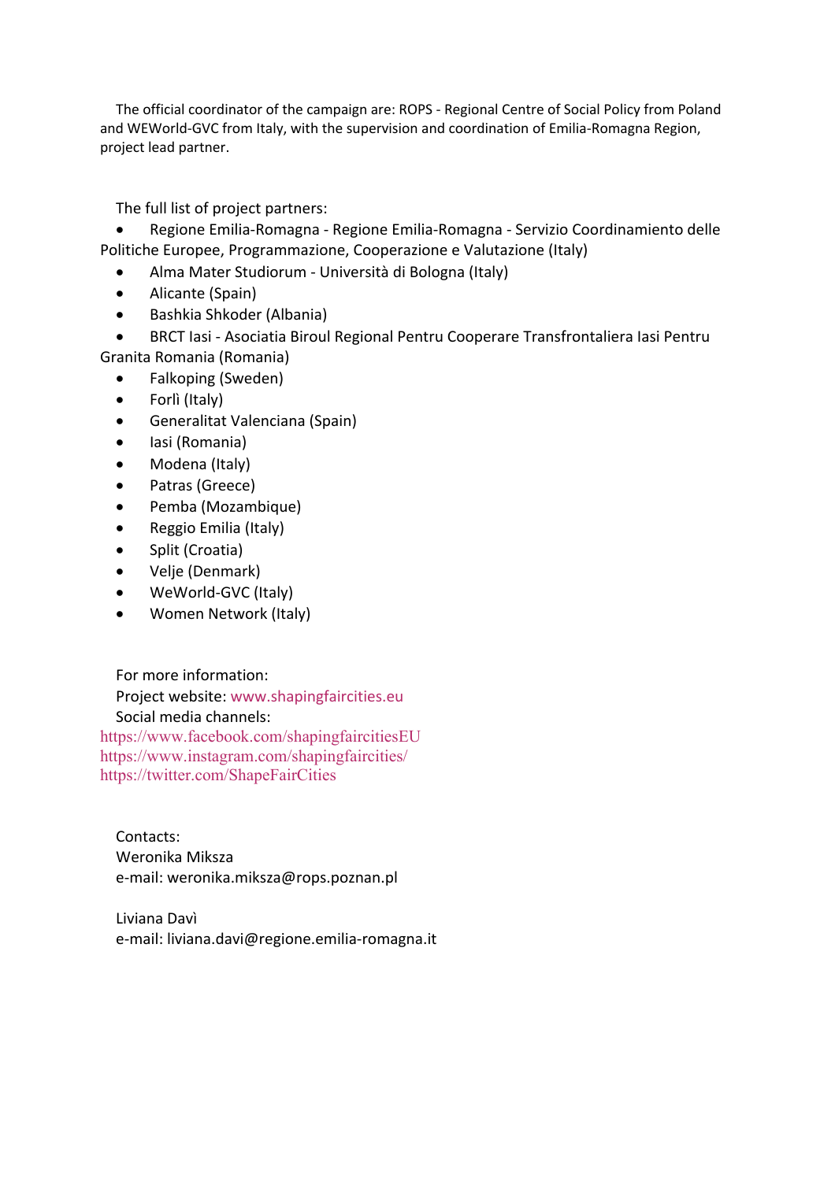The official coordinator of the campaign are: ROPS - Regional Centre of Social Policy from Poland and WEWorld-GVC from Italy, with the supervision and coordination of Emilia-Romagna Region, project lead partner.

The full list of project partners:

- Regione Emilia-Romagna - Regione Emilia-Romagna - Servizio Coordinamiento delle Politiche Europee, Programmazione, Cooperazione e Valutazione (Italy)
- Alma Mater Studiorum - Università di Bologna (Italy)
- Alicante (Spain)
- Bashkia Shkoder (Albania)
- BRCT Iasi - Asociatia Biroul Regional Pentru Cooperare Transfrontaliera Iasi Pentru Granita Romania (Romania)
- Falkoping (Sweden)
- Forlì (Italy)
- Generalitat Valenciana (Spain)
- Iasi (Romania)
- Modena (Italy)
- Patras (Greece)
- Pemba (Mozambique)
- Reggio Emilia (Italy)
- Split (Croatia)
- Velje (Denmark)
- WeWorld-GVC (Italy)
- Women Network (Italy)

For more information:
Project website: www.shapingfaircities.eu
Social media channels:
https://www.facebook.com/shapingfaircitiesEU
https://www.instagram.com/shapingfaircities/
https://twitter.com/ShapeFairCities

Contacts:
Weronika Miksza
e-mail: weronika.miksza@rops.poznan.pl

Liviana Davì
e-mail: liviana.davi@regione.emilia-romagna.it